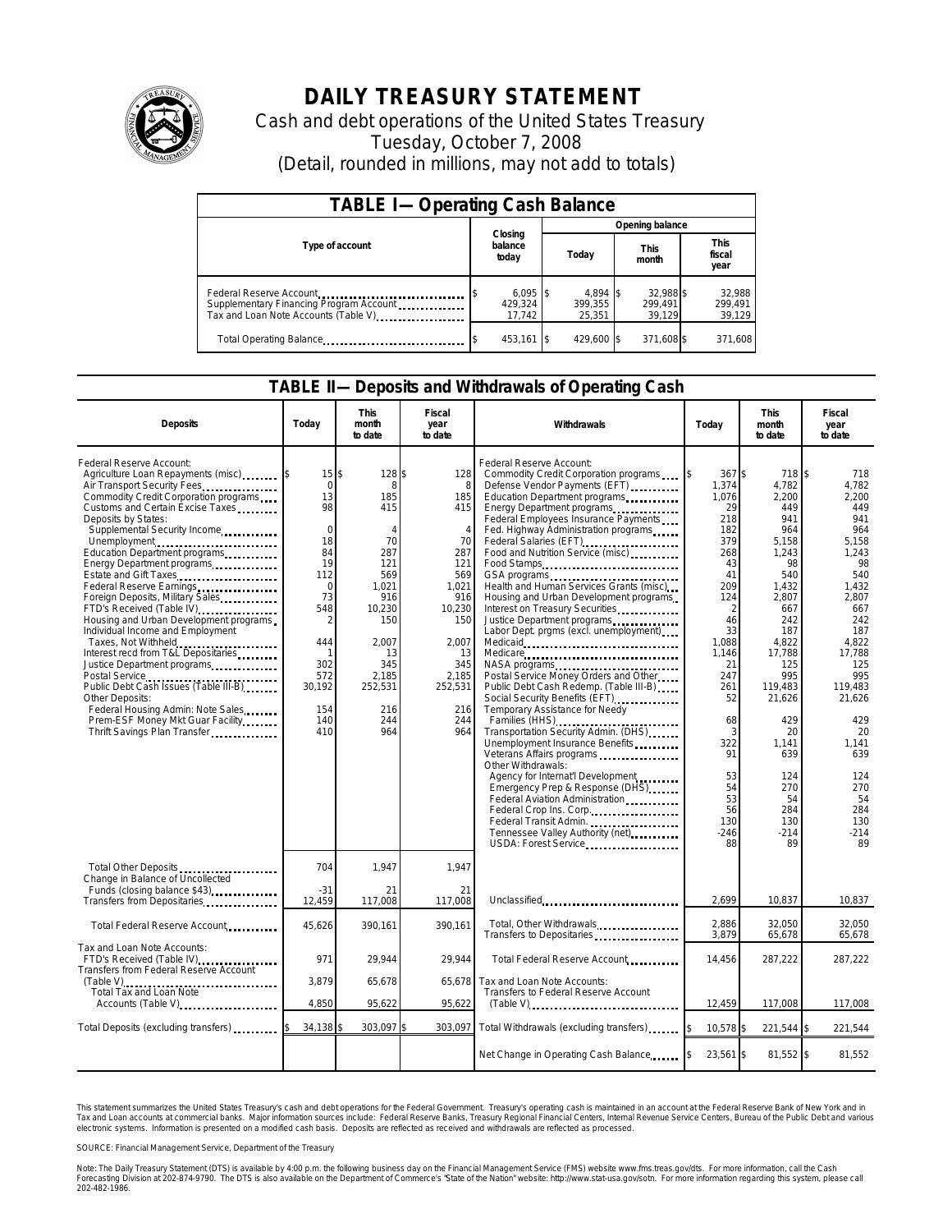# DAILY TREASURY STATEMENT

Cash and debt operations of the United States Treasury

Tuesday, October 7, 2008

(Detail, rounded in millions, may not add to totals)

## TABLE I— Operating Cash Balance

| Type of account | Closing balance today | Opening balance Today | Opening balance This month | Opening balance This fiscal year |
|---|---|---|---|---|
| Federal Reserve Account | $ 6,095 | $ 4,894 | $ 32,988 | $ 32,988 |
| Supplementary Financing Program Account | 429,324 | 399,355 | 299,491 | 299,491 |
| Tax and Loan Note Accounts (Table V) | 17,742 | 25,351 | 39,129 | 39,129 |
| Total Operating Balance | $ 453,161 | $ 429,600 | $ 371,608 | $ 371,608 |

## TABLE II— Deposits and Withdrawals of Operating Cash

| Deposits | Today | This month to date | Fiscal year to date | Withdrawals | Today | This month to date | Fiscal year to date |
|---|---|---|---|---|---|---|---|
| Federal Reserve Account: | | | | Federal Reserve Account: | | | |
| Agriculture Loan Repayments (misc) | $ 15 | $ 128 | $ 128 | Commodity Credit Corporation programs | $ 367 | $ 718 | $ 718 |
| Air Transport Security Fees | 0 | 8 | 8 | Defense Vendor Payments (EFT) | 1,374 | 4,782 | 4,782 |
| Commodity Credit Corporation programs | 13 | 185 | 185 | Education Department programs | 1,076 | 2,200 | 2,200 |
| Customs and Certain Excise Taxes | 98 | 415 | 415 | Energy Department programs | 29 | 449 | 449 |
| Deposits by States: | | | | Federal Employees Insurance Payments | 218 | 941 | 941 |
| Supplemental Security Income | 0 | 4 | 4 | Fed. Highway Administration programs | 182 | 964 | 964 |
| Unemployment | 18 | 70 | 70 | Federal Salaries (EFT) | 379 | 5,158 | 5,158 |
| Education Department programs | 84 | 287 | 287 | Food and Nutrition Service (misc) | 268 | 1,243 | 1,243 |
| Energy Department programs | 19 | 121 | 121 | Food Stamps | 43 | 98 | 98 |
| Estate and Gift Taxes | 112 | 569 | 569 | GSA programs | 41 | 540 | 540 |
| Federal Reserve Earnings | 0 | 1,021 | 1,021 | Health and Human Services Grants (misc) | 209 | 1,432 | 1,432 |
| Foreign Deposits, Military Sales | 73 | 916 | 916 | Housing and Urban Development programs | 124 | 2,807 | 2,807 |
| FTD's Received (Table IV) | 548 | 10,230 | 10,230 | Interest on Treasury Securities | 2 | 667 | 667 |
| Housing and Urban Development programs | 2 | 150 | 150 | Justice Department programs | 46 | 242 | 242 |
| Individual Income and Employment | | | | Labor Dept. prgms (excl. unemployment) | 33 | 187 | 187 |
| Taxes, Not Withheld | 444 | 2,007 | 2,007 | Medicaid | 1,088 | 4,822 | 4,822 |
| Interest recd from T&L Depositaries | 1 | 13 | 13 | Medicare | 1,146 | 17,788 | 17,788 |
| Justice Department programs | 302 | 345 | 345 | NASA programs | 21 | 125 | 125 |
| Postal Service | 572 | 2,185 | 2,185 | Postal Service Money Orders and Other | 247 | 995 | 995 |
| Public Debt Cash Issues (Table III-B) | 30,192 | 252,531 | 252,531 | Public Debt Cash Redemp. (Table III-B) | 261 | 119,483 | 119,483 |
| Other Deposits: | | | | Social Security Benefits (EFT) | 52 | 21,626 | 21,626 |
| Federal Housing Admin: Note Sales | 154 | 216 | 216 | Temporary Assistance for Needy | | | |
| Prem-ESF Money Mkt Guar Facility | 140 | 244 | 244 | Families (HHS) | 68 | 429 | 429 |
| Thrift Savings Plan Transfer | 410 | 964 | 964 | Transportation Security Admin. (DHS) | 3 | 20 | 20 |
| | | | | Unemployment Insurance Benefits | 322 | 1,141 | 1,141 |
| | | | | Veterans Affairs programs | 91 | 639 | 639 |
| | | | | Other Withdrawals: | | | |
| | | | | Agency for Internat'l Development | 53 | 124 | 124 |
| | | | | Emergency Prep & Response (DHS) | 54 | 270 | 270 |
| | | | | Federal Aviation Administration | 53 | 54 | 54 |
| | | | | Federal Crop Ins. Corp. | 56 | 284 | 284 |
| | | | | Federal Transit Admin. | 130 | 130 | 130 |
| | | | | Tennessee Valley Authority (net) | -246 | -214 | -214 |
| | | | | USDA: Forest Service | 88 | 89 | 89 |
| Total Other Deposits | 704 | 1,947 | 1,947 | | | | |
| Change in Balance of Uncollected | | | | | | | |
| Funds (closing balance $43) | -31 | 21 | 21 | | | | |
| Transfers from Depositaries | 12,459 | 117,008 | 117,008 | Unclassified | 2,699 | 10,837 | 10,837 |
| Total Federal Reserve Account | 45,626 | 390,161 | 390,161 | Total, Other Withdrawals | 2,886 | 32,050 | 32,050 |
| | | | | Transfers to Depositaries | 3,879 | 65,678 | 65,678 |
| Tax and Loan Note Accounts: | | | | | | | |
| FTD's Received (Table IV) | 971 | 29,944 | 29,944 | Total Federal Reserve Account | 14,456 | 287,222 | 287,222 |
| Transfers from Federal Reserve Account (Table V) | 3,879 | 65,678 | 65,678 | Tax and Loan Note Accounts: | | | |
| Total Tax and Loan Note Accounts (Table V) | 4,850 | 95,622 | 95,622 | Transfers to Federal Reserve Account (Table V) | 12,459 | 117,008 | 117,008 |
| Total Deposits (excluding transfers) | $ 34,138 | $ 303,097 | $ 303,097 | Total Withdrawals (excluding transfers) | $ 10,578 | $ 221,544 | $ 221,544 |
| | | | | Net Change in Operating Cash Balance | $ 23,561 | $ 81,552 | $ 81,552 |

This statement summarizes the United States Treasury's cash and debt operations for the Federal Government. Treasury's operating cash is maintained in an account at the Federal Reserve Bank of New York and in Tax and Loan accounts at commercial banks. Major information sources include: Federal Reserve Banks, Treasury Regional Financial Centers, Internal Revenue Service Centers, Bureau of the Public Debt and various electronic systems. Information is presented on a modified cash basis. Deposits are reflected as received and withdrawals are reflected as processed.

SOURCE: Financial Management Service, Department of the Treasury

Note: The Daily Treasury Statement (DTS) is available by 4:00 p.m. the following business day on the Financial Management Service (FMS) website www.fms.treas.gov/dts. For more information, call the Cash Forecasting Division at 202-874-9790. The DTS is also available on the Department of Commerce's "State of the Nation" website: http://www.stat-usa.gov/sotn. For more information regarding this system, please call 202-482-1986.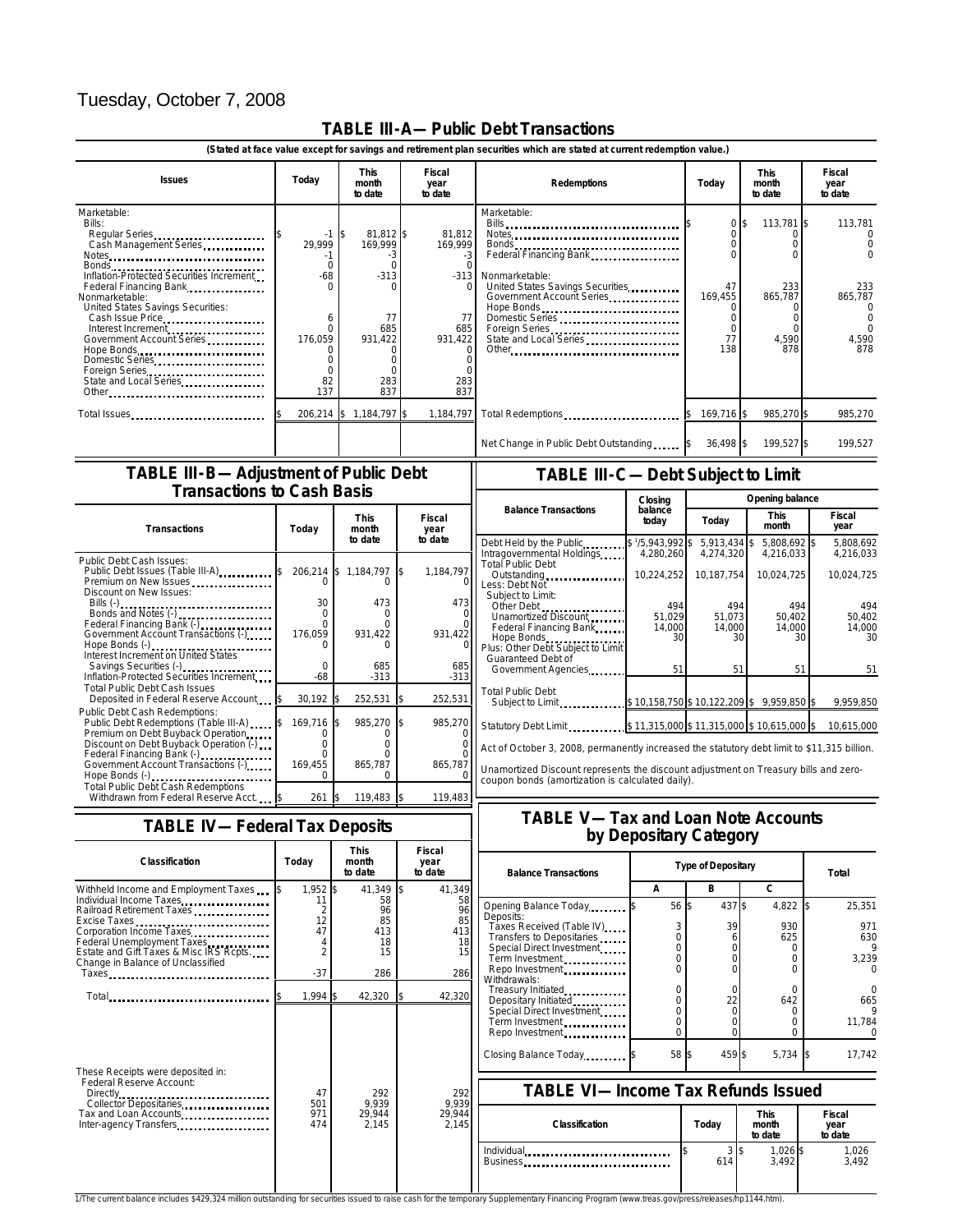Tuesday, October 7, 2008

## TABLE III-A— Public Debt Transactions

(Stated at face value except for savings and retirement plan securities which are stated at current redemption value.)

| Issues | Today | This month to date | Fiscal year to date |
|---|---|---|---|
| Marketable: | | | |
| Bills: | | | |
| Regular Series | $ -1 | $ 81,812 | $ 81,812 |
| Cash Management Series | 29,999 | 169,999 | 169,999 |
| Notes | -1 | -3 | -3 |
| Bonds | 0 | 0 | 0 |
| Inflation-Protected Securities Increment | -68 | -313 | -313 |
| Federal Financing Bank | 0 | 0 | 0 |
| Nonmarketable: | | | |
| United States Savings Securities: | | | |
| Cash Issue Price | 6 | 77 | 77 |
| Interest Increment | 0 | 685 | 685 |
| Government Account Series | 176,059 | 931,422 | 931,422 |
| Hope Bonds | 0 | 0 | 0 |
| Domestic Series | 0 | 0 | 0 |
| Foreign Series | 0 | 0 | 0 |
| State and Local Series | 82 | 283 | 283 |
| Other | 137 | 837 | 837 |
| Total Issues | $ 206,214 | $ 1,184,797 | $ 1,184,797 |

| Redemptions | Today | This month to date | Fiscal year to date |
|---|---|---|---|
| Marketable: | | | |
| Bills | $ 0 | $ 113,781 | $ 113,781 |
| Notes | 0 | 0 | 0 |
| Bonds | 0 | 0 | 0 |
| Federal Financing Bank | 0 | 0 | 0 |
| Nonmarketable: | | | |
| United States Savings Securities | 47 | 233 | 233 |
| Government Account Series | 169,455 | 865,787 | 865,787 |
| Hope Bonds | 0 | 0 | 0 |
| Domestic Series | 0 | 0 | 0 |
| Foreign Series | 0 | 0 | 0 |
| State and Local Series | 77 | 4,590 | 4,590 |
| Other | 138 | 878 | 878 |
| Total Redemptions | $ 169,716 | $ 985,270 | $ 985,270 |
| Net Change in Public Debt Outstanding | $ 36,498 | $ 199,527 | $ 199,527 |

## TABLE III-B— Adjustment of Public Debt Transactions to Cash Basis

| Transactions | Today | This month to date | Fiscal year to date |
|---|---|---|---|
| Public Debt Cash Issues: | | | |
| Public Debt Issues (Table III-A) | $ 206,214 | $ 1,184,797 | $ 1,184,797 |
| Premium on New Issues | 0 | 0 | 0 |
| Discount on New Issues: | | | |
| Bills (-) | 30 | 473 | 473 |
| Bonds and Notes (-) | 0 | 0 | 0 |
| Federal Financing Bank (-) | 0 | 0 | 0 |
| Government Account Transactions (-) | 176,059 | 931,422 | 931,422 |
| Hope Bonds (-) | 0 | 0 | 0 |
| Interest Increment on United States Savings Securities (-) | 0 | 685 | 685 |
| Inflation-Protected Securities Increment | -68 | -313 | -313 |
| Total Public Debt Cash Issues Deposited in Federal Reserve Account | $ 30,192 | $ 252,531 | $ 252,531 |
| Public Debt Cash Redemptions: | | | |
| Public Debt Redemptions (Table III-A) | $ 169,716 | $ 985,270 | $ 985,270 |
| Premium on Debt Buyback Operation | 0 | 0 | 0 |
| Discount on Debt Buyback Operation (-) | 0 | 0 | 0 |
| Federal Financing Bank (-) | 0 | 0 | 0 |
| Government Account Transactions (-) | 169,455 | 865,787 | 865,787 |
| Hope Bonds (-) | 0 | 0 | 0 |
| Total Public Debt Cash Redemptions Withdrawn from Federal Reserve Acct. | $ 261 | $ 119,483 | $ 119,483 |

## TABLE III-C— Debt Subject to Limit

| Balance Transactions | Closing balance today | Opening balance Today | Opening balance This month | Opening balance Fiscal year |
|---|---|---|---|---|
| Debt Held by the Public | $ [1]5,943,992 | $ 5,913,434 | $ 5,808,692 | $ 5,808,692 |
| Intragovernmental Holdings | 4,280,260 | 4,274,320 | 4,216,033 | 4,216,033 |
| Total Public Debt Outstanding | 10,224,252 | 10,187,754 | 10,024,725 | 10,024,725 |
| Less: Debt Not Subject to Limit: | | | | |
| Other Debt | 494 | 494 | 494 | 494 |
| Unamortized Discount | 51,029 | 51,073 | 50,402 | 50,402 |
| Federal Financing Bank | 14,000 | 14,000 | 14,000 | 14,000 |
| Hope Bonds | 30 | 30 | 30 | 30 |
| Plus: Other Debt Subject to Limit Guaranteed Debt of Government Agencies | 51 | 51 | 51 | 51 |
| Total Public Debt Subject to Limit | $ 10,158,750 | $ 10,122,209 | $ 9,959,850 | $ 9,959,850 |
| Statutory Debt Limit | $ 11,315,000 | $ 11,315,000 | $ 10,615,000 | $ 10,615,000 |

Act of October 3, 2008, permanently increased the statutory debt limit to $11,315 billion.

Unamortized Discount represents the discount adjustment on Treasury bills and zero-coupon bonds (amortization is calculated daily).

## TABLE IV— Federal Tax Deposits

| Classification | Today | This month to date | Fiscal year to date |
|---|---|---|---|
| Withheld Income and Employment Taxes | $ 1,952 | $ 41,349 | $ 41,349 |
| Individual Income Taxes | 11 | 58 | 58 |
| Railroad Retirement Taxes | 2 | 96 | 96 |
| Excise Taxes | 12 | 85 | 85 |
| Corporation Income Taxes | 47 | 413 | 413 |
| Federal Unemployment Taxes | 4 | 18 | 18 |
| Estate and Gift Taxes & Misc IRS Rcpts. | 2 | 15 | 15 |
| Change in Balance of Unclassified Taxes | -37 | 286 | 286 |
| Total | $ 1,994 | $ 42,320 | $ 42,320 |
| These Receipts were deposited in: | | | |
| Federal Reserve Account: | | | |
| Directly | 47 | 292 | 292 |
| Collector Depositaries | 501 | 9,939 | 9,939 |
| Tax and Loan Accounts | 971 | 29,944 | 29,944 |
| Inter-agency Transfers | 474 | 2,145 | 2,145 |

## TABLE V— Tax and Loan Note Accounts by Depositary Category

| Balance Transactions | Type of Depositary A | Type of Depositary B | Type of Depositary C | Total |
|---|---|---|---|---|
| Opening Balance Today | $ 56 | $ 437 | $ 4,822 | $ 25,351 |
| Deposits: | | | | |
| Taxes Received (Table IV) | 3 | 39 | 930 | 971 |
| Transfers to Depositaries | 0 | 6 | 625 | 630 |
| Special Direct Investment | 0 | 0 | 0 | 9 |
| Term Investment | 0 | 0 | 0 | 3,239 |
| Repo Investment | 0 | 0 | 0 | 0 |
| Withdrawals: | | | | |
| Treasury Initiated | 0 | 0 | 0 | 0 |
| Depositary Initiated | 0 | 22 | 642 | 665 |
| Special Direct Investment | 0 | 0 | 0 | 9 |
| Term Investment | 0 | 0 | 0 | 11,784 |
| Repo Investment | 0 | 0 | 0 | 0 |
| Closing Balance Today | $ 58 | $ 459 | $ 5,734 | $ 17,742 |

## TABLE VI— Income Tax Refunds Issued

| Classification | Today | This month to date | Fiscal year to date |
|---|---|---|---|
| Individual | $ 3 | $ 1,026 | $ 1,026 |
| Business | 614 | 3,492 | 3,492 |

1/The current balance includes $429,324 million outstanding for securities issued to raise cash for the temporary Supplementary Financing Program (www.treas.gov/press/releases/hp1144.htm).